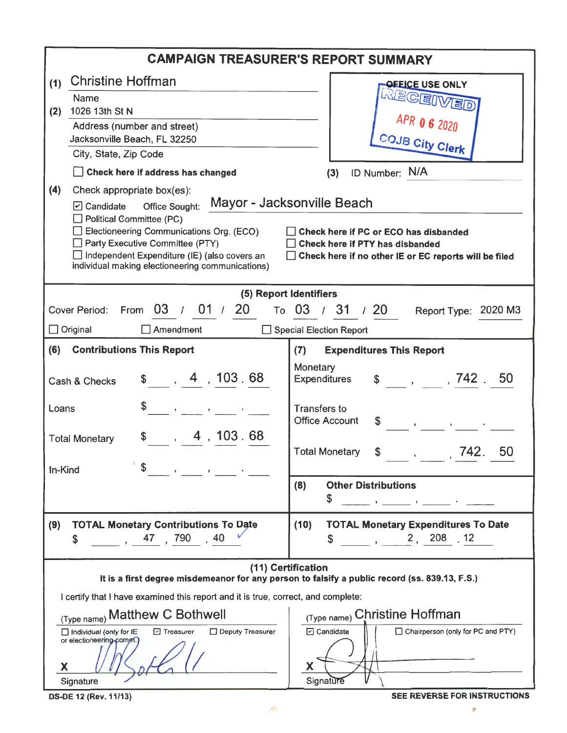# CAMPAIGN TREASURER'S REPORT SUMMARY

**(1)** Christine Hoffman
Name

**(2)** 1026 13th St N
Address (number and street)
Jacksonville Beach, FL 32250
City, State, Zip Code

☐ **Check here if address has changed**

**OFFICE USE ONLY**
RECEIVED
APR 06 2020
COJB City Clerk

**(3)** ID Number: N/A

**(4)** Check appropriate box(es):

☑ Candidate Office Sought: Mayor - Jacksonville Beach
☐ Political Committee (PC)
☐ Electioneering Communications Org. (ECO)
☐ Party Executive Committee (PTY)
☐ Independent Expenditure (IE) (also covers an individual making electioneering communications)

☐ **Check here if PC or ECO has disbanded**
☐ **Check here if PTY has disbanded**
☐ **Check here if no other IE or EC reports will be filed**

## (5) Report Identifiers

Cover Period: From 03 / 01 / 20 To 03 / 31 / 20 Report Type: 2020 M3

☐ Original ☐ Amendment ☐ Special Election Report

| **(6) Contributions This Report** | | **(7) Expenditures This Report** | |
|---|---|---|---|
| Cash & Checks | $ 4,103.68 | Monetary Expenditures | $ 742.50 |
| Loans | $ | Transfers to Office Account | $ |
| Total Monetary | $ 4,103.68 | Total Monetary | $ 742.50 |
| In-Kind | $ | **(8) Other Distributions** | $ |
| **(9) TOTAL Monetary Contributions To Date** | $ 47,790.40 | **(10) TOTAL Monetary Expenditures To Date** | $ 2,208.12 |

## (11) Certification

**It is a first degree misdemeanor for any person to falsify a public record (ss. 839.13, F.S.)**

I certify that I have examined this report and it is true, correct, and complete:

(Type name) Matthew C Bothwell
☐ Individual (only for IE or electioneering comm.) ☑ Treasurer ☐ Deputy Treasurer
X [signature]
Signature

(Type name) Christine Hoffman
☑ Candidate ☐ Chairperson (only for PC and PTY)
X [signature]
Signature

DS-DE 12 (Rev. 11/13)

**SEE REVERSE FOR INSTRUCTIONS**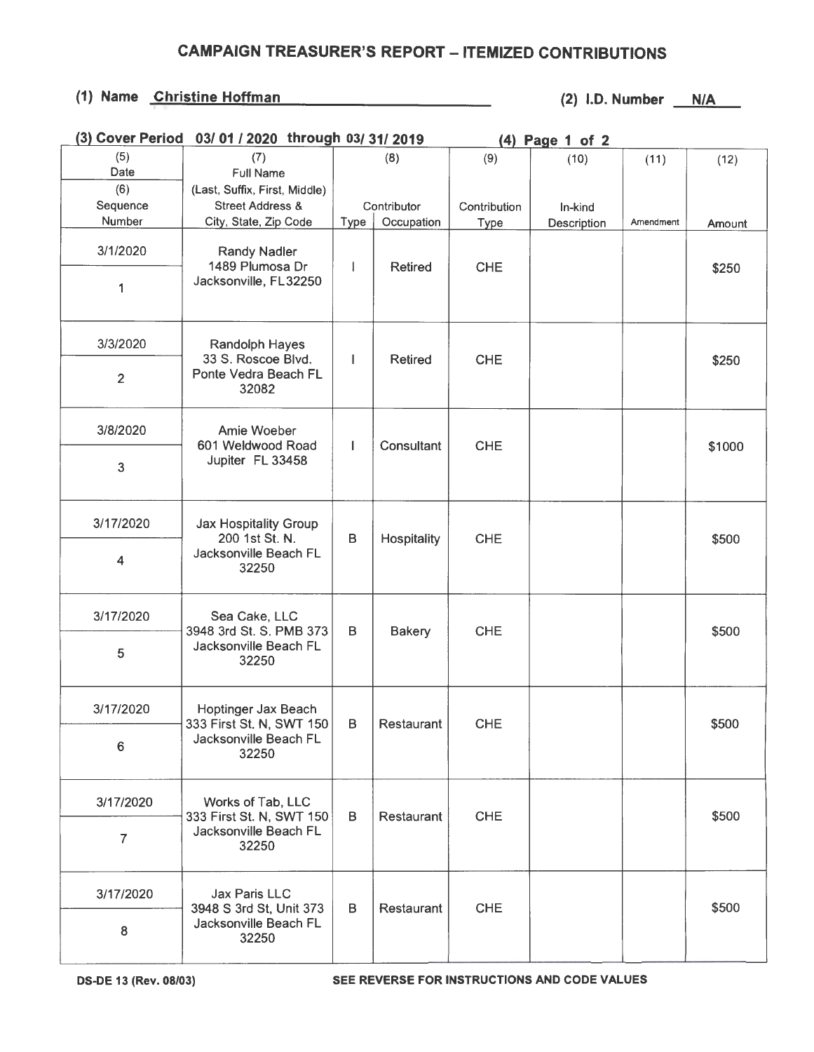## CAMPAIGN TREASURER'S REPORT – ITEMIZED CONTRIBUTIONS

**(1) Name** Christine Hoffman **(2) I.D. Number** N/A

**(3) Cover Period** 03/ 01 / 2020 through 03/ 31/ 2019 **(4) Page** 1 of 2

| (5) Date / (6) Sequence Number | (7) Full Name (Last, Suffix, First, Middle) Street Address & City, State, Zip Code | (8) Contributor Type | (8) Contributor Occupation | (9) Contribution Type | (10) In-kind Description | (11) Amendment | (12) Amount |
|---|---|---|---|---|---|---|---|
| 3/1/2020 / 1 | Randy Nadler 1489 Plumosa Dr Jacksonville, FL 32250 | I | Retired | CHE | | | $250 |
| 3/3/2020 / 2 | Randolph Hayes 33 S. Roscoe Blvd. Ponte Vedra Beach FL 32082 | I | Retired | CHE | | | $250 |
| 3/8/2020 / 3 | Amie Woeber 601 Weldwood Road Jupiter FL 33458 | I | Consultant | CHE | | | $1000 |
| 3/17/2020 / 4 | Jax Hospitality Group 200 1st St. N. Jacksonville Beach FL 32250 | B | Hospitality | CHE | | | $500 |
| 3/17/2020 / 5 | Sea Cake, LLC 3948 3rd St. S. PMB 373 Jacksonville Beach FL 32250 | B | Bakery | CHE | | | $500 |
| 3/17/2020 / 6 | Hoptinger Jax Beach 333 First St. N, SWT 150 Jacksonville Beach FL 32250 | B | Restaurant | CHE | | | $500 |
| 3/17/2020 / 7 | Works of Tab, LLC 333 First St. N, SWT 150 Jacksonville Beach FL 32250 | B | Restaurant | CHE | | | $500 |
| 3/17/2020 / 8 | Jax Paris LLC 3948 S 3rd St, Unit 373 Jacksonville Beach FL 32250 | B | Restaurant | CHE | | | $500 |

DS-DE 13 (Rev. 08/03) SEE REVERSE FOR INSTRUCTIONS AND CODE VALUES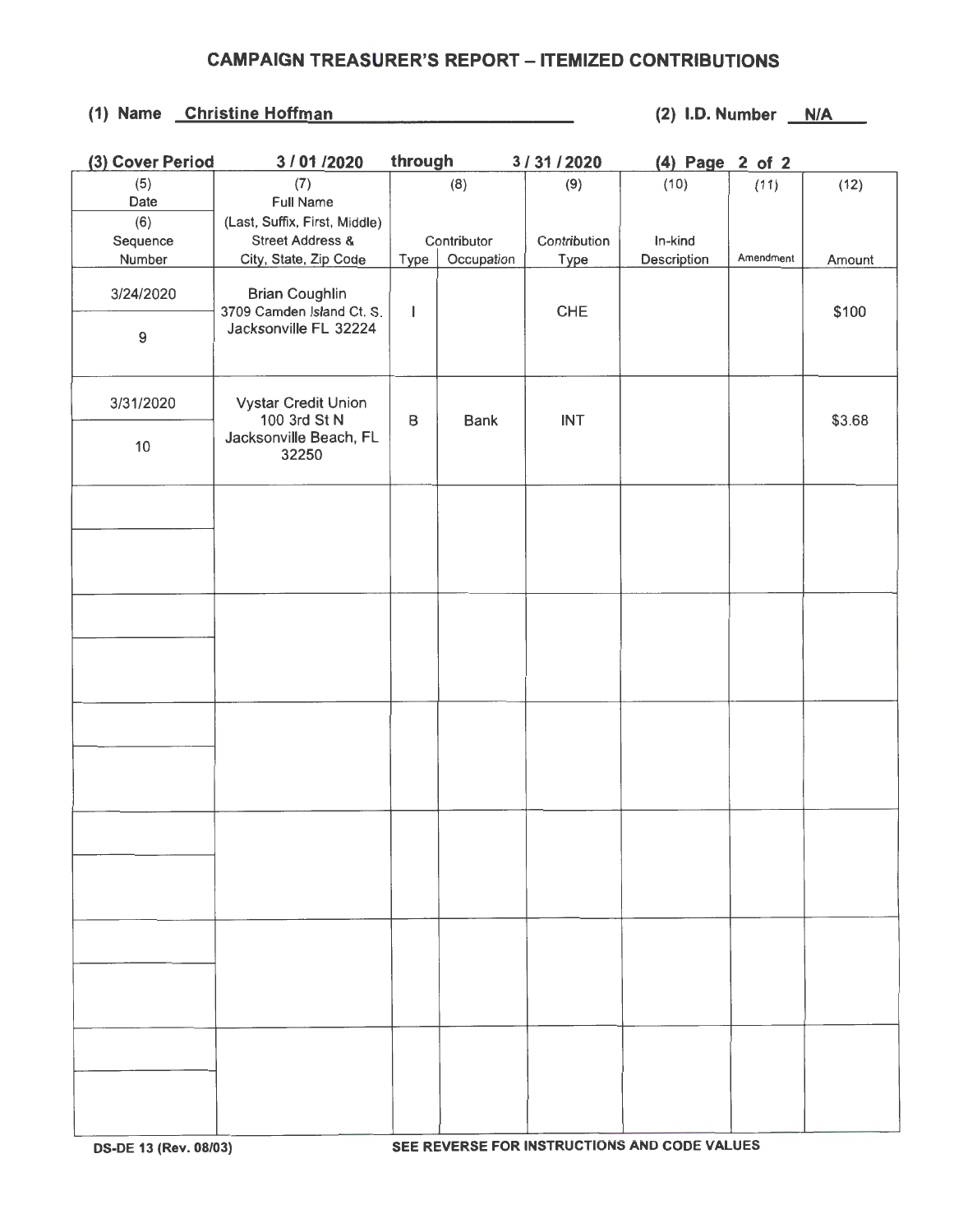## CAMPAIGN TREASURER'S REPORT – ITEMIZED CONTRIBUTIONS

**(1) Name** Christine Hoffman **(2) I.D. Number** N/A

**(3) Cover Period** 3 / 01 /2020 **through** 3 / 31 / 2020 **(4) Page** 2 **of** 2

| (5) Date / (6) Sequence Number | (7) Full Name (Last, Suffix, First, Middle) Street Address & City, State, Zip Code | (8) Contributor Type | (8) Contributor Occupation | (9) Contribution Type | (10) In-kind Description | (11) Amendment | (12) Amount |
|---|---|---|---|---|---|---|---|
| 3/24/2020 / 9 | Brian Coughlin 3709 Camden Island Ct. S. Jacksonville FL 32224 | I | | CHE | | | $100 |
| 3/31/2020 / 10 | Vystar Credit Union 100 3rd St N Jacksonville Beach, FL 32250 | B | Bank | INT | | | $3.68 |
| | | | | | | | |
| | | | | | | | |
| | | | | | | | |
| | | | | | | | |
| | | | | | | | |
| | | | | | | | |

DS-DE 13 (Rev. 08/03) SEE REVERSE FOR INSTRUCTIONS AND CODE VALUES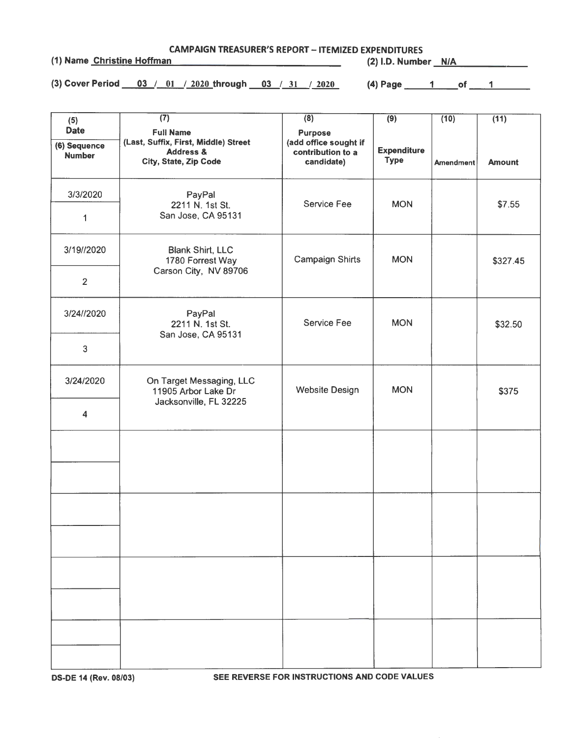# CAMPAIGN TREASURER'S REPORT – ITEMIZED EXPENDITURES

**(1) Name** Christine Hoffman **(2) I.D. Number** N/A

**(3) Cover Period** 03 / 01 / 2020 **through** 03 / 31 / 2020 **(4) Page** 1 **of** 1

| (5) Date / (6) Sequence Number | (7) Full Name (Last, Suffix, First, Middle) Street Address & City, State, Zip Code | (8) Purpose (add office sought if contribution to a candidate) | (9) Expenditure Type | (10) Amendment | (11) Amount |
|---|---|---|---|---|---|
| 3/3/2020 / 1 | PayPal 2211 N. 1st St. San Jose, CA 95131 | Service Fee | MON | | $7.55 |
| 3/19//2020 / 2 | Blank Shirt, LLC 1780 Forrest Way Carson City, NV 89706 | Campaign Shirts | MON | | $327.45 |
| 3/24//2020 / 3 | PayPal 2211 N. 1st St. San Jose, CA 95131 | Service Fee | MON | | $32.50 |
| 3/24/2020 / 4 | On Target Messaging, LLC 11905 Arbor Lake Dr Jacksonville, FL 32225 | Website Design | MON | | $375 |
| | | | | | |
| | | | | | |
| | | | | | |
| | | | | | |

DS-DE 14 (Rev. 08/03) SEE REVERSE FOR INSTRUCTIONS AND CODE VALUES